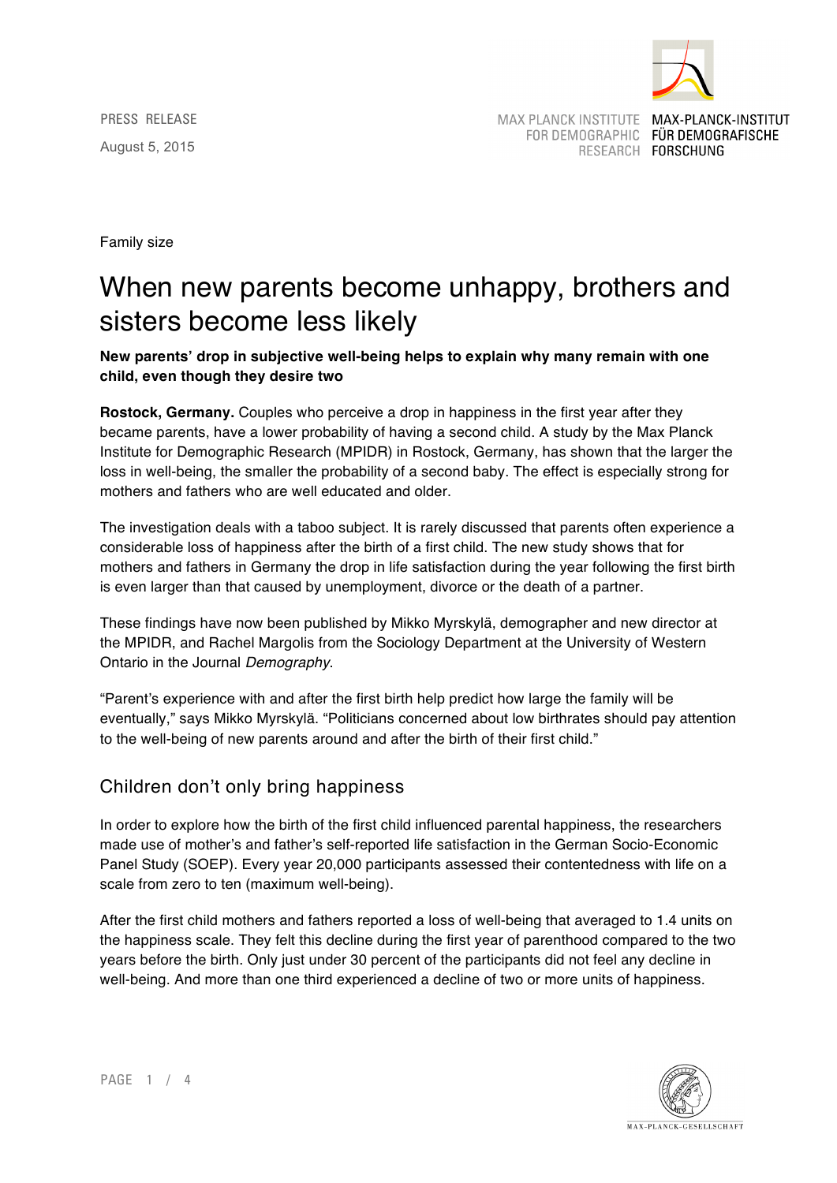PRESS RELEASE

August 5, 2015

MAX PLANCK INSTITUTE FOR DEMOGRAPHIC RESEARCH
MAX-PLANCK-INSTITUT FÜR DEMOGRAFISCHE FORSCHUNG

Family size

# When new parents become unhappy, brothers and sisters become less likely

**New parents' drop in subjective well-being helps to explain why many remain with one child, even though they desire two**

**Rostock, Germany.** Couples who perceive a drop in happiness in the first year after they became parents, have a lower probability of having a second child. A study by the Max Planck Institute for Demographic Research (MPIDR) in Rostock, Germany, has shown that the larger the loss in well-being, the smaller the probability of a second baby. The effect is especially strong for mothers and fathers who are well educated and older.

The investigation deals with a taboo subject. It is rarely discussed that parents often experience a considerable loss of happiness after the birth of a first child. The new study shows that for mothers and fathers in Germany the drop in life satisfaction during the year following the first birth is even larger than that caused by unemployment, divorce or the death of a partner.

These findings have now been published by Mikko Myrskylä, demographer and new director at the MPIDR, and Rachel Margolis from the Sociology Department at the University of Western Ontario in the Journal *Demography*.

"Parent's experience with and after the first birth help predict how large the family will be eventually," says Mikko Myrskylä. "Politicians concerned about low birthrates should pay attention to the well-being of new parents around and after the birth of their first child."

## Children don't only bring happiness

In order to explore how the birth of the first child influenced parental happiness, the researchers made use of mother's and father's self-reported life satisfaction in the German Socio-Economic Panel Study (SOEP). Every year 20,000 participants assessed their contentedness with life on a scale from zero to ten (maximum well-being).

After the first child mothers and fathers reported a loss of well-being that averaged to 1.4 units on the happiness scale. They felt this decline during the first year of parenthood compared to the two years before the birth. Only just under 30 percent of the participants did not feel any decline in well-being. And more than one third experienced a decline of two or more units of happiness.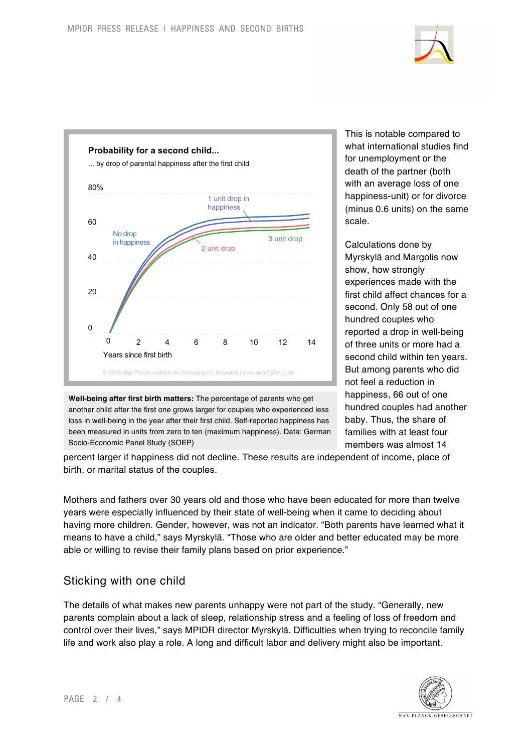**Probability for a second child...**

... by drop of parental happiness after the first child

**Well-being after first birth matters:** The percentage of parents who get another child after the first one grows larger for couples who experienced less loss in well-being in the year after their first child. Self-reported happiness has been measured in units from zero to ten (maximum happiness). Data: German Socio-Economic Panel Study (SOEP)

This is notable compared to what international studies find for unemployment or the death of the partner (both with an average loss of one happiness-unit) or for divorce (minus 0.6 units) on the same scale.

Calculations done by Myrskylä and Margolis now show, how strongly experiences made with the first child affect chances for a second. Only 58 out of one hundred couples who reported a drop in well-being of three units or more had a second child within ten years. But among parents who did not feel a reduction in happiness, 66 out of one hundred couples had another baby. Thus, the share of families with at least four members was almost 14 percent larger if happiness did not decline. These results are independent of income, place of birth, or marital status of the couples.

Mothers and fathers over 30 years old and those who have been educated for more than twelve years were especially influenced by their state of well-being when it came to deciding about having more children. Gender, however, was not an indicator. “Both parents have learned what it means to have a child,” says Myrskylä. “Those who are older and better educated may be more able or willing to revise their family plans based on prior experience.”

## Sticking with one child

The details of what makes new parents unhappy were not part of the study. “Generally, new parents complain about a lack of sleep, relationship stress and a feeling of loss of freedom and control over their lives,” says MPIDR director Myrskylä. Difficulties when trying to reconcile family life and work also play a role. A long and difficult labor and delivery might also be important.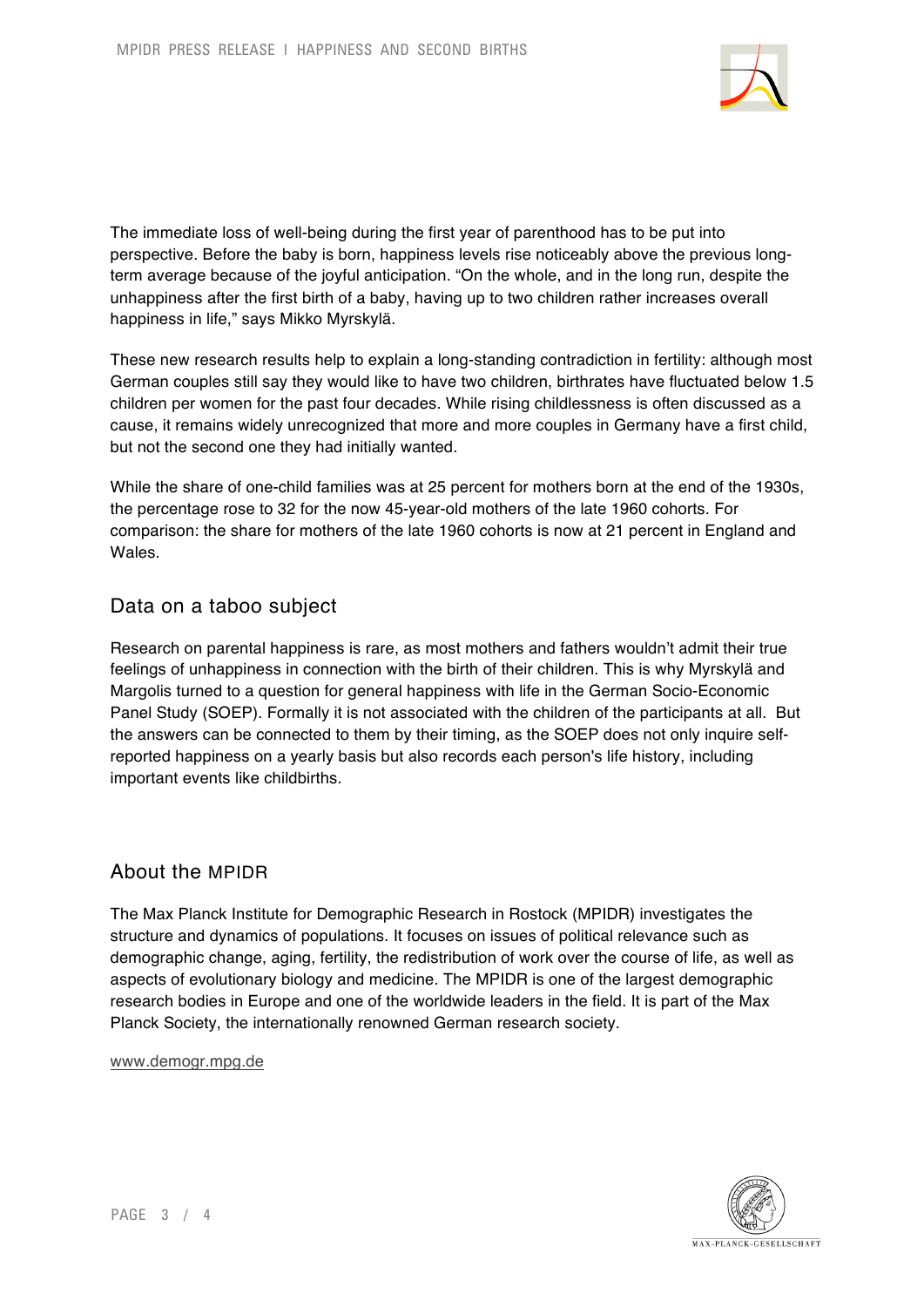The immediate loss of well-being during the first year of parenthood has to be put into perspective. Before the baby is born, happiness levels rise noticeably above the previous long-term average because of the joyful anticipation. "On the whole, and in the long run, despite the unhappiness after the first birth of a baby, having up to two children rather increases overall happiness in life," says Mikko Myrskylä.

These new research results help to explain a long-standing contradiction in fertility: although most German couples still say they would like to have two children, birthrates have fluctuated below 1.5 children per women for the past four decades. While rising childlessness is often discussed as a cause, it remains widely unrecognized that more and more couples in Germany have a first child, but not the second one they had initially wanted.

While the share of one-child families was at 25 percent for mothers born at the end of the 1930s, the percentage rose to 32 for the now 45-year-old mothers of the late 1960 cohorts. For comparison: the share for mothers of the late 1960 cohorts is now at 21 percent in England and Wales.

## Data on a taboo subject

Research on parental happiness is rare, as most mothers and fathers wouldn't admit their true feelings of unhappiness in connection with the birth of their children. This is why Myrskylä and Margolis turned to a question for general happiness with life in the German Socio-Economic Panel Study (SOEP). Formally it is not associated with the children of the participants at all. But the answers can be connected to them by their timing, as the SOEP does not only inquire self-reported happiness on a yearly basis but also records each person's life history, including important events like childbirths.

## About the MPIDR

The Max Planck Institute for Demographic Research in Rostock (MPIDR) investigates the structure and dynamics of populations. It focuses on issues of political relevance such as demographic change, aging, fertility, the redistribution of work over the course of life, as well as aspects of evolutionary biology and medicine. The MPIDR is one of the largest demographic research bodies in Europe and one of the worldwide leaders in the field. It is part of the Max Planck Society, the internationally renowned German research society.

www.demogr.mpg.de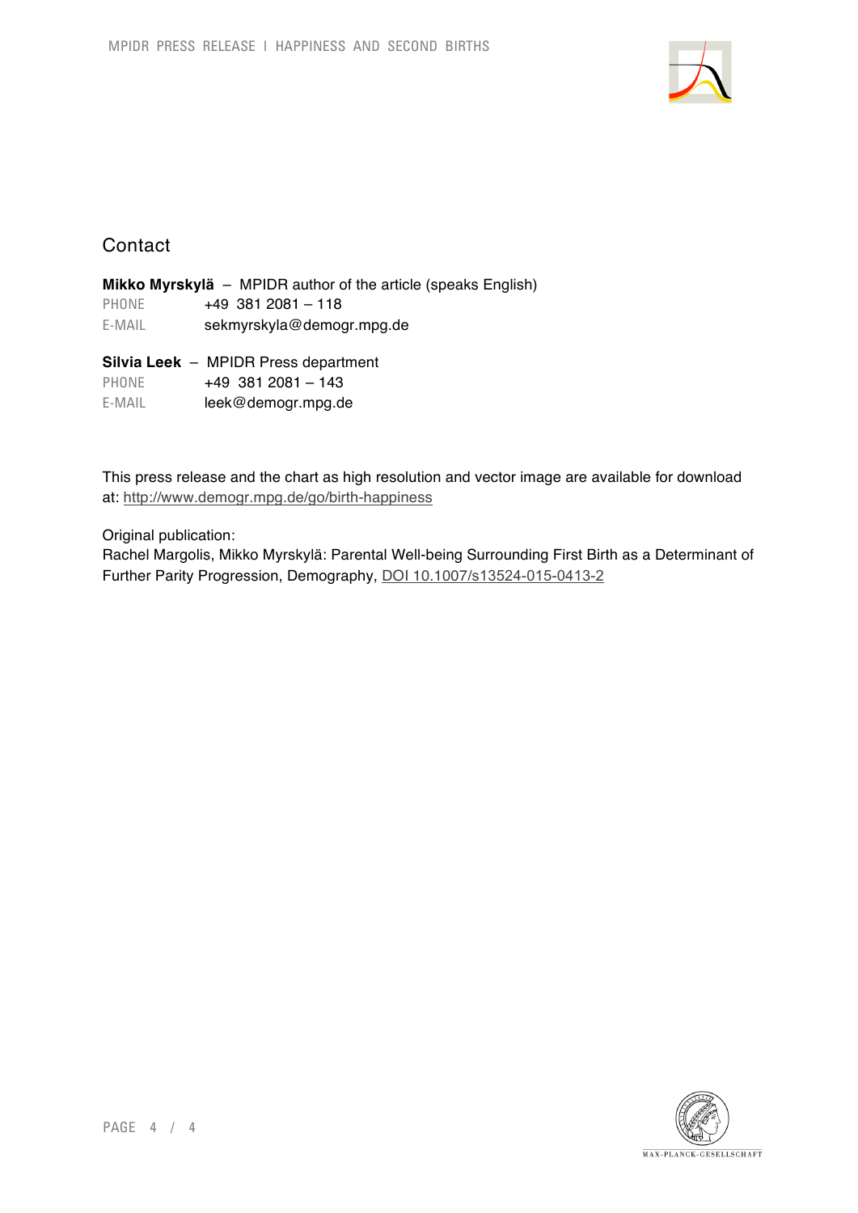## Contact

**Mikko Myrskylä** – MPIDR author of the article (speaks English)
PHONE +49 381 2081 – 118
E-MAIL sekmyrskyla@demogr.mpg.de

**Silvia Leek** – MPIDR Press department
PHONE +49 381 2081 – 143
E-MAIL leek@demogr.mpg.de

This press release and the chart as high resolution and vector image are available for download at: http://www.demogr.mpg.de/go/birth-happiness

Original publication:
Rachel Margolis, Mikko Myrskylä: Parental Well-being Surrounding First Birth as a Determinant of Further Parity Progression, Demography, DOI 10.1007/s13524-015-0413-2